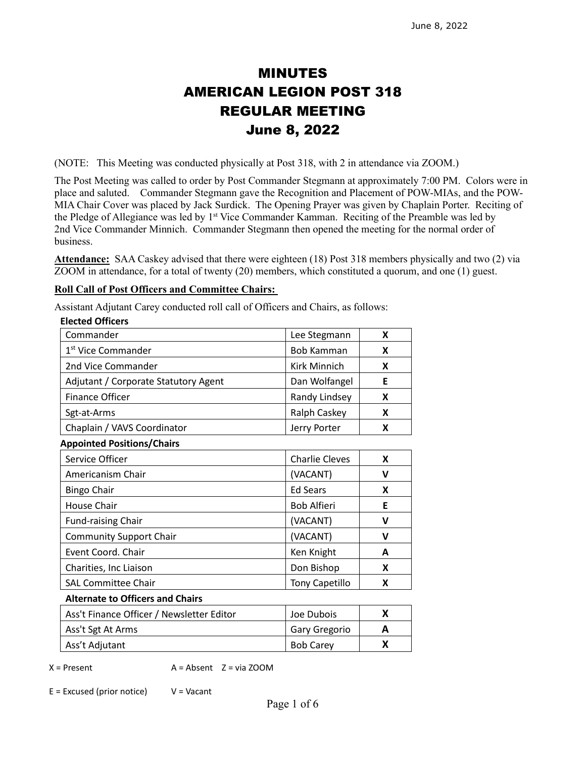# MINUTES
# AMERICAN LEGION POST 318
# REGULAR MEETING
# June 8, 2022

(NOTE: This Meeting was conducted physically at Post 318, with 2 in attendance via ZOOM.)

The Post Meeting was called to order by Post Commander Stegmann at approximately 7:00 PM. Colors were in place and saluted. Commander Stegmann gave the Recognition and Placement of POW-MIAs, and the POW-MIA Chair Cover was placed by Jack Surdick. The Opening Prayer was given by Chaplain Porter. Reciting of the Pledge of Allegiance was led by 1st Vice Commander Kamman. Reciting of the Preamble was led by 2nd Vice Commander Minnich. Commander Stegmann then opened the meeting for the normal order of business.

**Attendance:** SAA Caskey advised that there were eighteen (18) Post 318 members physically and two (2) via ZOOM in attendance, for a total of twenty (20) members, which constituted a quorum, and one (1) guest.

**Roll Call of Post Officers and Committee Chairs:**

Assistant Adjutant Carey conducted roll call of Officers and Chairs, as follows:

**Elected Officers**

| Position | Name | Status |
|---|---|---|
| Commander | Lee Stegmann | X |
| 1st Vice Commander | Bob Kamman | X |
| 2nd Vice Commander | Kirk Minnich | X |
| Adjutant / Corporate Statutory Agent | Dan Wolfangel | E |
| Finance Officer | Randy Lindsey | X |
| Sgt-at-Arms | Ralph Caskey | X |
| Chaplain / VAVS Coordinator | Jerry Porter | X |

**Appointed Positions/Chairs**

| Position | Name | Status |
|---|---|---|
| Service Officer | Charlie Cleves | X |
| Americanism Chair | (VACANT) | V |
| Bingo Chair | Ed Sears | X |
| House Chair | Bob Alfieri | E |
| Fund-raising Chair | (VACANT) | V |
| Community Support Chair | (VACANT) | V |
| Event Coord. Chair | Ken Knight | A |
| Charities, Inc Liaison | Don Bishop | X |
| SAL Committee Chair | Tony Capetillo | X |

**Alternate to Officers and Chairs**

| Position | Name | Status |
|---|---|---|
| Ass't Finance Officer / Newsletter Editor | Joe Dubois | X |
| Ass't Sgt At Arms | Gary Gregorio | A |
| Ass't Adjutant | Bob Carey | X |

X = Present A = Absent Z = via ZOOM

E = Excused (prior notice) V = Vacant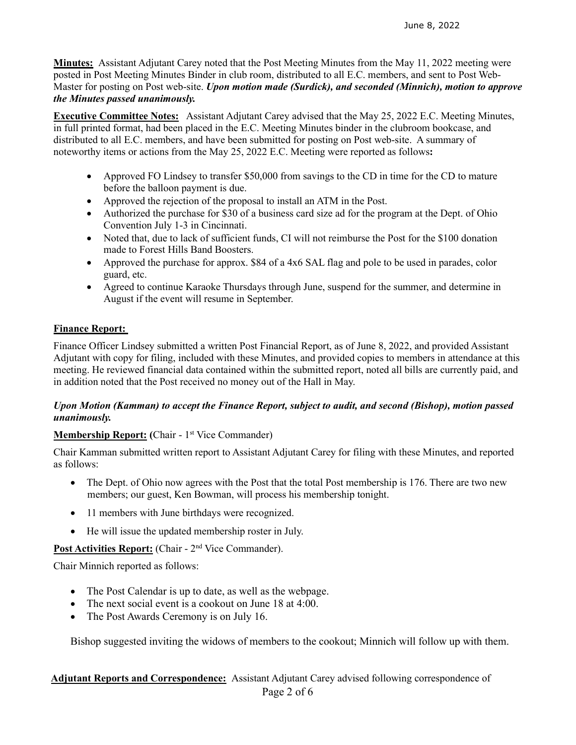**Minutes:** Assistant Adjutant Carey noted that the Post Meeting Minutes from the May 11, 2022 meeting were posted in Post Meeting Minutes Binder in club room, distributed to all E.C. members, and sent to Post Web-Master for posting on Post web-site. ***Upon motion made (Surdick), and seconded (Minnich), motion to approve the Minutes passed unanimously.***

**Executive Committee Notes:** Assistant Adjutant Carey advised that the May 25, 2022 E.C. Meeting Minutes, in full printed format, had been placed in the E.C. Meeting Minutes binder in the clubroom bookcase, and distributed to all E.C. members, and have been submitted for posting on Post web-site. A summary of noteworthy items or actions from the May 25, 2022 E.C. Meeting were reported as follows**:**

- Approved FO Lindsey to transfer $50,000 from savings to the CD in time for the CD to mature before the balloon payment is due.
- Approved the rejection of the proposal to install an ATM in the Post.
- Authorized the purchase for $30 of a business card size ad for the program at the Dept. of Ohio Convention July 1-3 in Cincinnati.
- Noted that, due to lack of sufficient funds, CI will not reimburse the Post for the $100 donation made to Forest Hills Band Boosters.
- Approved the purchase for approx. $84 of a 4x6 SAL flag and pole to be used in parades, color guard, etc.
- Agreed to continue Karaoke Thursdays through June, suspend for the summer, and determine in August if the event will resume in September.

**Finance Report:**

Finance Officer Lindsey submitted a written Post Financial Report, as of June 8, 2022, and provided Assistant Adjutant with copy for filing, included with these Minutes, and provided copies to members in attendance at this meeting. He reviewed financial data contained within the submitted report, noted all bills are currently paid, and in addition noted that the Post received no money out of the Hall in May.

***Upon Motion (Kamman) to accept the Finance Report, subject to audit, and second (Bishop), motion passed unanimously.***

**Membership Report: (**Chair - 1st Vice Commander)

Chair Kamman submitted written report to Assistant Adjutant Carey for filing with these Minutes, and reported as follows:

- The Dept. of Ohio now agrees with the Post that the total Post membership is 176. There are two new members; our guest, Ken Bowman, will process his membership tonight.
- 11 members with June birthdays were recognized.
- He will issue the updated membership roster in July.

**Post Activities Report:** (Chair - 2nd Vice Commander).

Chair Minnich reported as follows:

- The Post Calendar is up to date, as well as the webpage.
- The next social event is a cookout on June 18 at 4:00.
- The Post Awards Ceremony is on July 16.

Bishop suggested inviting the widows of members to the cookout; Minnich will follow up with them.

**Adjutant Reports and Correspondence:** Assistant Adjutant Carey advised following correspondence of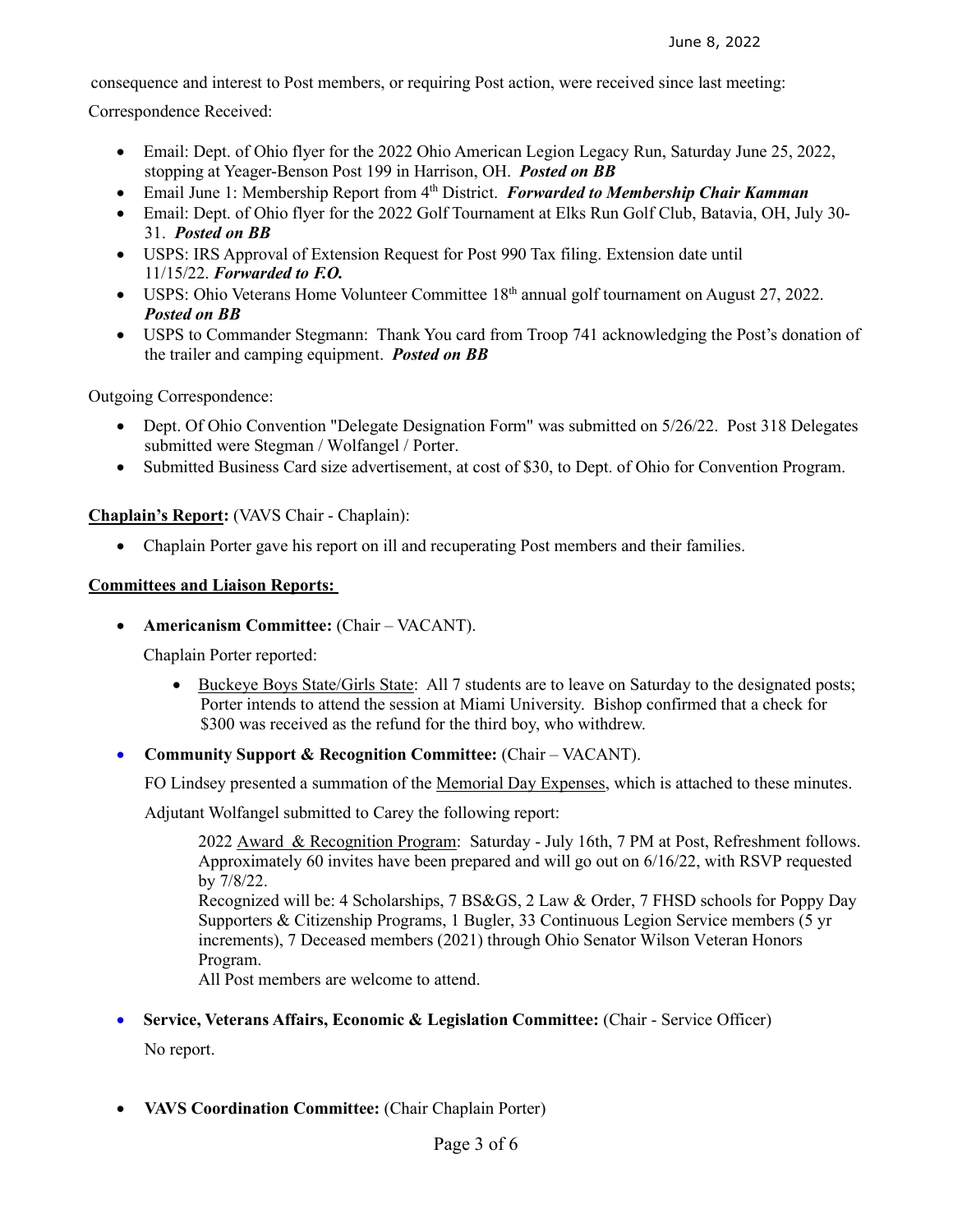consequence and interest to Post members, or requiring Post action, were received since last meeting:

Correspondence Received:

- Email: Dept. of Ohio flyer for the 2022 Ohio American Legion Legacy Run, Saturday June 25, 2022, stopping at Yeager-Benson Post 199 in Harrison, OH. ***Posted on BB***
- Email June 1: Membership Report from 4th District. ***Forwarded to Membership Chair Kamman***
- Email: Dept. of Ohio flyer for the 2022 Golf Tournament at Elks Run Golf Club, Batavia, OH, July 30-31. ***Posted on BB***
- USPS: IRS Approval of Extension Request for Post 990 Tax filing. Extension date until 11/15/22. ***Forwarded to F.O.***
- USPS: Ohio Veterans Home Volunteer Committee 18th annual golf tournament on August 27, 2022. ***Posted on BB***
- USPS to Commander Stegmann: Thank You card from Troop 741 acknowledging the Post's donation of the trailer and camping equipment. ***Posted on BB***

Outgoing Correspondence:

- Dept. Of Ohio Convention "Delegate Designation Form" was submitted on 5/26/22. Post 318 Delegates submitted were Stegman / Wolfangel / Porter.
- Submitted Business Card size advertisement, at cost of $30, to Dept. of Ohio for Convention Program.

**Chaplain's Report:** (VAVS Chair - Chaplain):

- Chaplain Porter gave his report on ill and recuperating Post members and their families.

**Committees and Liaison Reports:**

- **Americanism Committee:** (Chair – VACANT).

  Chaplain Porter reported:

  - Buckeye Boys State/Girls State: All 7 students are to leave on Saturday to the designated posts; Porter intends to attend the session at Miami University. Bishop confirmed that a check for $300 was received as the refund for the third boy, who withdrew.

- **Community Support & Recognition Committee:** (Chair – VACANT).

  FO Lindsey presented a summation of the Memorial Day Expenses, which is attached to these minutes.

  Adjutant Wolfangel submitted to Carey the following report:

  > 2022 Award & Recognition Program: Saturday - July 16th, 7 PM at Post, Refreshment follows. Approximately 60 invites have been prepared and will go out on 6/16/22, with RSVP requested by 7/8/22.
  >
  > Recognized will be: 4 Scholarships, 7 BS&GS, 2 Law & Order, 7 FHSD schools for Poppy Day Supporters & Citizenship Programs, 1 Bugler, 33 Continuous Legion Service members (5 yr increments), 7 Deceased members (2021) through Ohio Senator Wilson Veteran Honors Program.
  >
  > All Post members are welcome to attend.

- **Service, Veterans Affairs, Economic & Legislation Committee:** (Chair - Service Officer)

  No report.

- **VAVS Coordination Committee:** (Chair Chaplain Porter)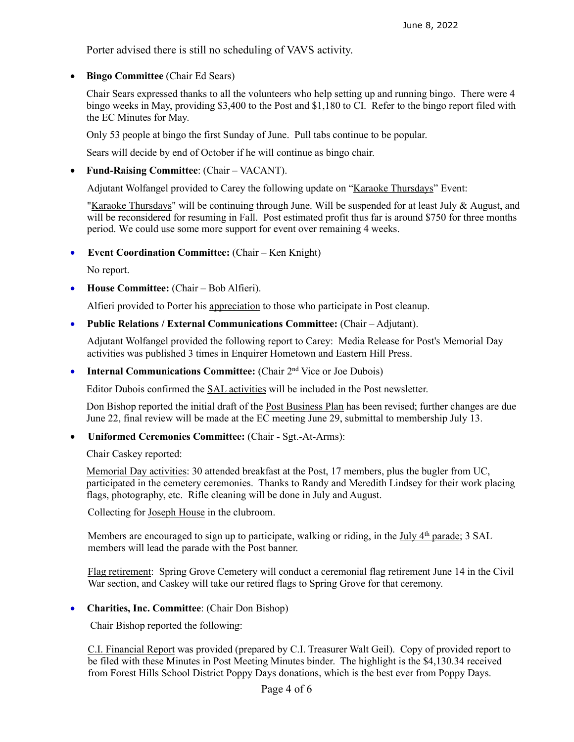Porter advised there is still no scheduling of VAVS activity.

- **Bingo Committee** (Chair Ed Sears)

  Chair Sears expressed thanks to all the volunteers who help setting up and running bingo. There were 4 bingo weeks in May, providing $3,400 to the Post and $1,180 to CI. Refer to the bingo report filed with the EC Minutes for May.

  Only 53 people at bingo the first Sunday of June. Pull tabs continue to be popular.

  Sears will decide by end of October if he will continue as bingo chair.

- **Fund-Raising Committee**: (Chair – VACANT).

  Adjutant Wolfangel provided to Carey the following update on "Karaoke Thursdays" Event:

  "Karaoke Thursdays" will be continuing through June. Will be suspended for at least July & August, and will be reconsidered for resuming in Fall. Post estimated profit thus far is around $750 for three months period. We could use some more support for event over remaining 4 weeks.

- **Event Coordination Committee:** (Chair – Ken Knight)

  No report.

- **House Committee:** (Chair – Bob Alfieri).

  Alfieri provided to Porter his appreciation to those who participate in Post cleanup.

- **Public Relations / External Communications Committee:** (Chair – Adjutant).

  Adjutant Wolfangel provided the following report to Carey: Media Release for Post's Memorial Day activities was published 3 times in Enquirer Hometown and Eastern Hill Press.

- **Internal Communications Committee:** (Chair 2nd Vice or Joe Dubois)

  Editor Dubois confirmed the SAL activities will be included in the Post newsletter.

  Don Bishop reported the initial draft of the Post Business Plan has been revised; further changes are due June 22, final review will be made at the EC meeting June 29, submittal to membership July 13.

- **Uniformed Ceremonies Committee:** (Chair - Sgt.-At-Arms):

  Chair Caskey reported:

  Memorial Day activities: 30 attended breakfast at the Post, 17 members, plus the bugler from UC, participated in the cemetery ceremonies. Thanks to Randy and Meredith Lindsey for their work placing flags, photography, etc. Rifle cleaning will be done in July and August.

  Collecting for Joseph House in the clubroom.

  Members are encouraged to sign up to participate, walking or riding, in the July 4th parade; 3 SAL members will lead the parade with the Post banner.

  Flag retirement: Spring Grove Cemetery will conduct a ceremonial flag retirement June 14 in the Civil War section, and Caskey will take our retired flags to Spring Grove for that ceremony.

- **Charities, Inc. Committee**: (Chair Don Bishop)

  Chair Bishop reported the following:

  C.I. Financial Report was provided (prepared by C.I. Treasurer Walt Geil). Copy of provided report to be filed with these Minutes in Post Meeting Minutes binder. The highlight is the $4,130.34 received from Forest Hills School District Poppy Days donations, which is the best ever from Poppy Days.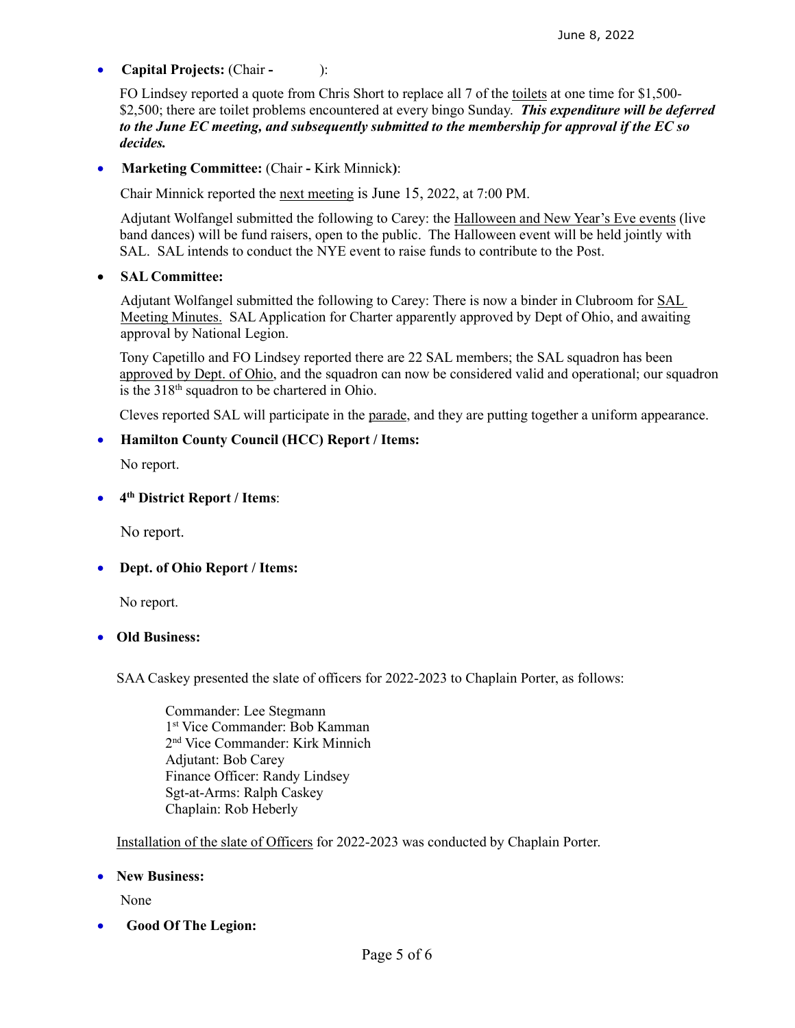- **Capital Projects:** (Chair - ):

  FO Lindsey reported a quote from Chris Short to replace all 7 of the toilets at one time for $1,500-$2,500; there are toilet problems encountered at every bingo Sunday. ***This expenditure will be deferred to the June EC meeting, and subsequently submitted to the membership for approval if the EC so decides.***

- **Marketing Committee:** (Chair - Kirk Minnick):

  Chair Minnick reported the next meeting is June 15, 2022, at 7:00 PM.

  Adjutant Wolfangel submitted the following to Carey: the Halloween and New Year's Eve events (live band dances) will be fund raisers, open to the public. The Halloween event will be held jointly with SAL. SAL intends to conduct the NYE event to raise funds to contribute to the Post.

- **SAL Committee:**

  Adjutant Wolfangel submitted the following to Carey: There is now a binder in Clubroom for SAL Meeting Minutes. SAL Application for Charter apparently approved by Dept of Ohio, and awaiting approval by National Legion.

  Tony Capetillo and FO Lindsey reported there are 22 SAL members; the SAL squadron has been approved by Dept. of Ohio, and the squadron can now be considered valid and operational; our squadron is the 318th squadron to be chartered in Ohio.

  Cleves reported SAL will participate in the parade, and they are putting together a uniform appearance.

- **Hamilton County Council (HCC) Report / Items:**

  No report.

- **4th District Report / Items**:

  No report.

- **Dept. of Ohio Report / Items:**

  No report.

- **Old Business:**

  SAA Caskey presented the slate of officers for 2022-2023 to Chaplain Porter, as follows:

  Commander: Lee Stegmann
  1st Vice Commander: Bob Kamman
  2nd Vice Commander: Kirk Minnich
  Adjutant: Bob Carey
  Finance Officer: Randy Lindsey
  Sgt-at-Arms: Ralph Caskey
  Chaplain: Rob Heberly

  Installation of the slate of Officers for 2022-2023 was conducted by Chaplain Porter.

- **New Business:**

  None

- **Good Of The Legion:**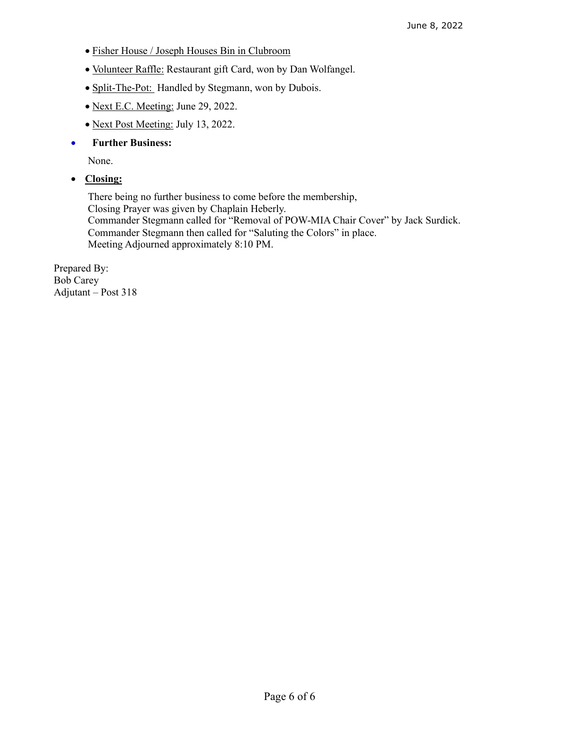- Fisher House / Joseph Houses Bin in Clubroom
- Volunteer Raffle: Restaurant gift Card, won by Dan Wolfangel.
- Split-The-Pot: Handled by Stegmann, won by Dubois.
- Next E.C. Meeting: June 29, 2022.
- Next Post Meeting: July 13, 2022.

- **Further Business:**

  None.

- **Closing:**

  There being no further business to come before the membership,
  Closing Prayer was given by Chaplain Heberly.
  Commander Stegmann called for "Removal of POW-MIA Chair Cover" by Jack Surdick.
  Commander Stegmann then called for "Saluting the Colors" in place.
  Meeting Adjourned approximately 8:10 PM.

Prepared By:
Bob Carey
Adjutant – Post 318